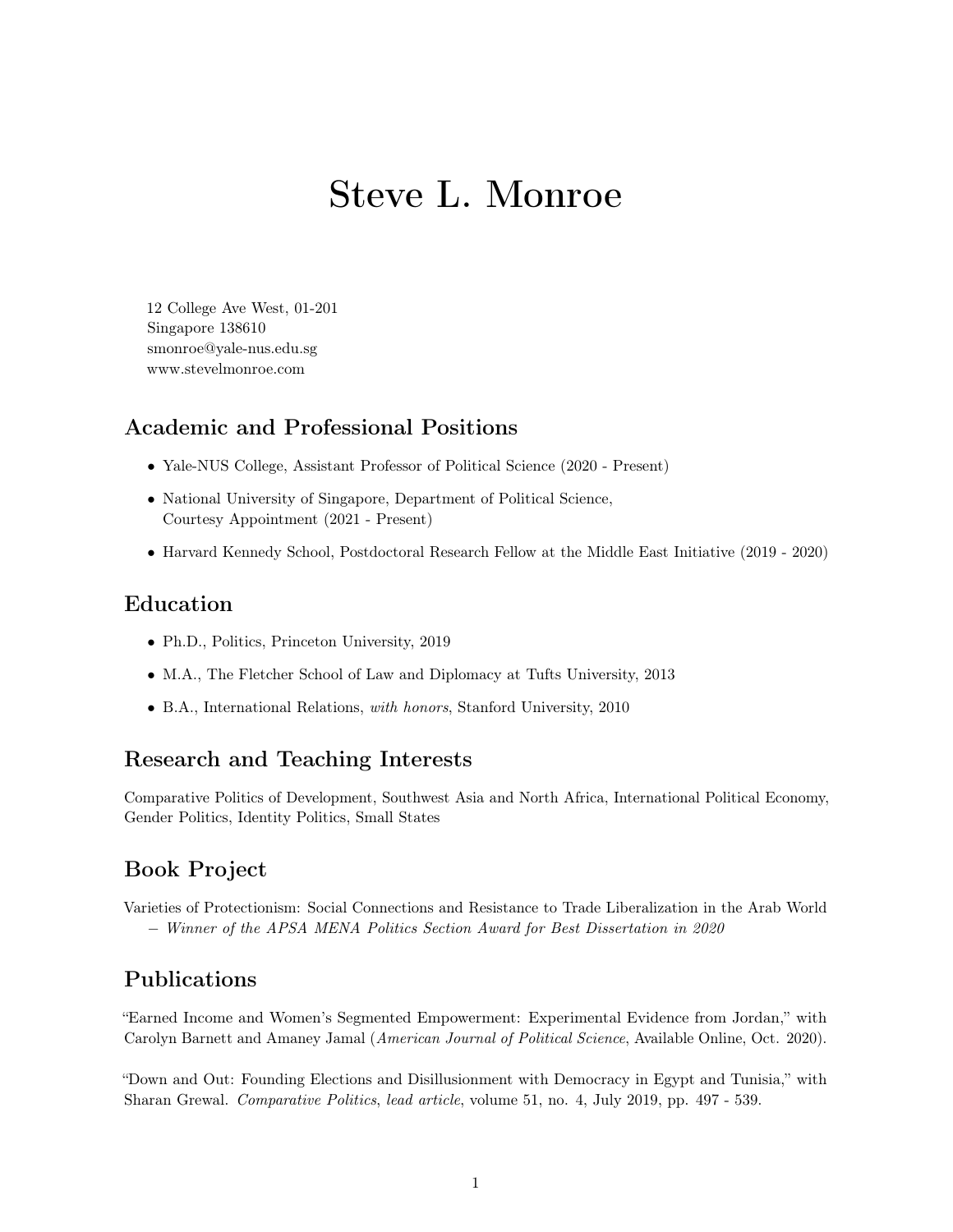# Steve L. Monroe

12 College Ave West, 01-201
Singapore 138610
smonroe@yale-nus.edu.sg
www.stevelmonroe.com

## Academic and Professional Positions

- Yale-NUS College, Assistant Professor of Political Science (2020 - Present)
- National University of Singapore, Department of Political Science,
  Courtesy Appointment (2021 - Present)
- Harvard Kennedy School, Postdoctoral Research Fellow at the Middle East Initiative (2019 - 2020)

## Education

- Ph.D., Politics, Princeton University, 2019
- M.A., The Fletcher School of Law and Diplomacy at Tufts University, 2013
- B.A., International Relations, *with honors*, Stanford University, 2010

## Research and Teaching Interests

Comparative Politics of Development, Southwest Asia and North Africa, International Political Economy, Gender Politics, Identity Politics, Small States

## Book Project

Varieties of Protectionism: Social Connections and Resistance to Trade Liberalization in the Arab World
– *Winner of the APSA MENA Politics Section Award for Best Dissertation in 2020*

## Publications

"Earned Income and Women's Segmented Empowerment: Experimental Evidence from Jordan," with Carolyn Barnett and Amaney Jamal (*American Journal of Political Science*, Available Online, Oct. 2020).

"Down and Out: Founding Elections and Disillusionment with Democracy in Egypt and Tunisia," with Sharan Grewal. *Comparative Politics*, *lead article*, volume 51, no. 4, July 2019, pp. 497 - 539.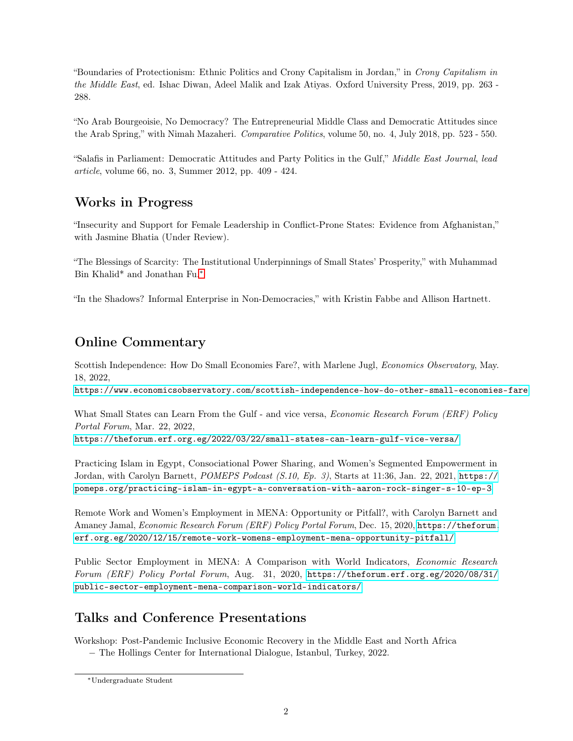"Boundaries of Protectionism: Ethnic Politics and Crony Capitalism in Jordan," in *Crony Capitalism in the Middle East*, ed. Ishac Diwan, Adeel Malik and Izak Atiyas. Oxford University Press, 2019, pp. 263 - 288.

"No Arab Bourgeoisie, No Democracy? The Entrepreneurial Middle Class and Democratic Attitudes since the Arab Spring," with Nimah Mazaheri. *Comparative Politics*, volume 50, no. 4, July 2018, pp. 523 - 550.

"Salafis in Parliament: Democratic Attitudes and Party Politics in the Gulf," *Middle East Journal*, *lead article*, volume 66, no. 3, Summer 2012, pp. 409 - 424.

## Works in Progress

"Insecurity and Support for Female Leadership in Conflict-Prone States: Evidence from Afghanistan," with Jasmine Bhatia (Under Review).

"The Blessings of Scarcity: The Institutional Underpinnings of Small States' Prosperity," with Muhammad Bin Khalid* and Jonathan Fu.*

"In the Shadows? Informal Enterprise in Non-Democracies," with Kristin Fabbe and Allison Hartnett.

## Online Commentary

Scottish Independence: How Do Small Economies Fare?, with Marlene Jugl, *Economics Observatory*, May. 18, 2022,
https://www.economicsobservatory.com/scottish-independence-how-do-other-small-economies-fare

What Small States can Learn From the Gulf - and vice versa, *Economic Research Forum (ERF) Policy Portal Forum*, Mar. 22, 2022,
https://theforum.erf.org.eg/2022/03/22/small-states-can-learn-gulf-vice-versa/

Practicing Islam in Egypt, Consociational Power Sharing, and Women's Segmented Empowerment in Jordan, with Carolyn Barnett, *POMEPS Podcast (S.10, Ep. 3)*, Starts at 11:36, Jan. 22, 2021, https://pomeps.org/practicing-islam-in-egypt-a-conversation-with-aaron-rock-singer-s-10-ep-3

Remote Work and Women's Employment in MENA: Opportunity or Pitfall?, with Carolyn Barnett and Amaney Jamal, *Economic Research Forum (ERF) Policy Portal Forum*, Dec. 15, 2020, https://theforum.erf.org.eg/2020/12/15/remote-work-womens-employment-mena-opportunity-pitfall/

Public Sector Employment in MENA: A Comparison with World Indicators, *Economic Research Forum (ERF) Policy Portal Forum*, Aug. 31, 2020, https://theforum.erf.org.eg/2020/08/31/public-sector-employment-mena-comparison-world-indicators/

## Talks and Conference Presentations

Workshop: Post-Pandemic Inclusive Economic Recovery in the Middle East and North Africa
– The Hollings Center for International Dialogue, Istanbul, Turkey, 2022.

*Undergraduate Student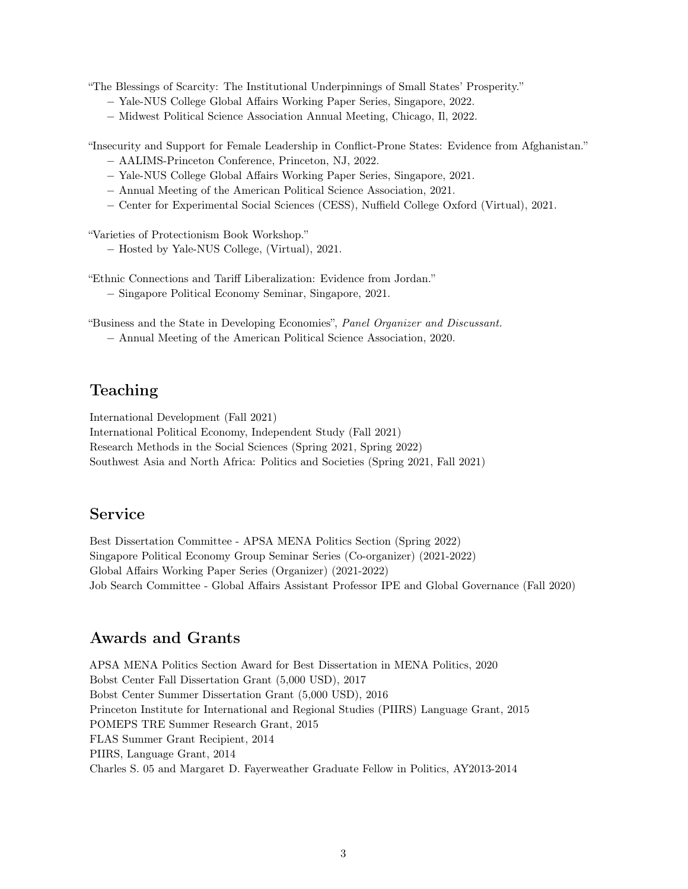"The Blessings of Scarcity: The Institutional Underpinnings of Small States' Prosperity."
- Yale-NUS College Global Affairs Working Paper Series, Singapore, 2022.
- Midwest Political Science Association Annual Meeting, Chicago, Il, 2022.

"Insecurity and Support for Female Leadership in Conflict-Prone States: Evidence from Afghanistan."
- AALIMS-Princeton Conference, Princeton, NJ, 2022.
- Yale-NUS College Global Affairs Working Paper Series, Singapore, 2021.
- Annual Meeting of the American Political Science Association, 2021.
- Center for Experimental Social Sciences (CESS), Nuffield College Oxford (Virtual), 2021.

"Varieties of Protectionism Book Workshop."
- Hosted by Yale-NUS College, (Virtual), 2021.

"Ethnic Connections and Tariff Liberalization: Evidence from Jordan."
- Singapore Political Economy Seminar, Singapore, 2021.

"Business and the State in Developing Economies", *Panel Organizer and Discussant.*
- Annual Meeting of the American Political Science Association, 2020.

## Teaching

International Development (Fall 2021)
International Political Economy, Independent Study (Fall 2021)
Research Methods in the Social Sciences (Spring 2021, Spring 2022)
Southwest Asia and North Africa: Politics and Societies (Spring 2021, Fall 2021)

## Service

Best Dissertation Committee - APSA MENA Politics Section (Spring 2022)
Singapore Political Economy Group Seminar Series (Co-organizer) (2021-2022)
Global Affairs Working Paper Series (Organizer) (2021-2022)
Job Search Committee - Global Affairs Assistant Professor IPE and Global Governance (Fall 2020)

## Awards and Grants

APSA MENA Politics Section Award for Best Dissertation in MENA Politics, 2020
Bobst Center Fall Dissertation Grant (5,000 USD), 2017
Bobst Center Summer Dissertation Grant (5,000 USD), 2016
Princeton Institute for International and Regional Studies (PIIRS) Language Grant, 2015
POMEPS TRE Summer Research Grant, 2015
FLAS Summer Grant Recipient, 2014
PIIRS, Language Grant, 2014
Charles S. 05 and Margaret D. Fayerweather Graduate Fellow in Politics, AY2013-2014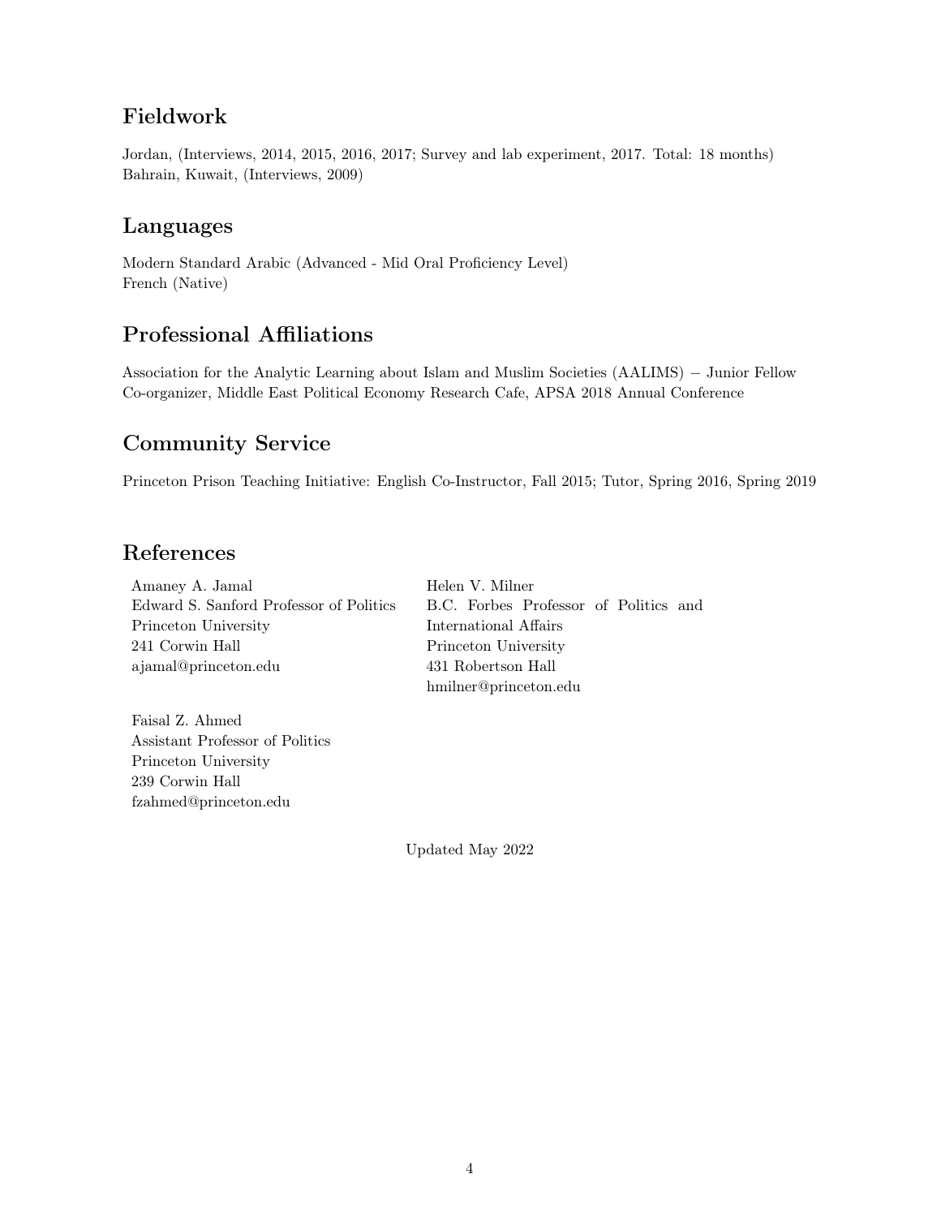## Fieldwork

Jordan, (Interviews, 2014, 2015, 2016, 2017; Survey and lab experiment, 2017. Total: 18 months)
Bahrain, Kuwait, (Interviews, 2009)

## Languages

Modern Standard Arabic (Advanced - Mid Oral Proficiency Level)
French (Native)

## Professional Affiliations

Association for the Analytic Learning about Islam and Muslim Societies (AALIMS) − Junior Fellow
Co-organizer, Middle East Political Economy Research Cafe, APSA 2018 Annual Conference

## Community Service

Princeton Prison Teaching Initiative: English Co-Instructor, Fall 2015; Tutor, Spring 2016, Spring 2019

## References

Amaney A. Jamal
Edward S. Sanford Professor of Politics
Princeton University
241 Corwin Hall
ajamal@princeton.edu

Helen V. Milner
B.C. Forbes Professor of Politics and International Affairs
Princeton University
431 Robertson Hall
hmilner@princeton.edu

Faisal Z. Ahmed
Assistant Professor of Politics
Princeton University
239 Corwin Hall
fzahmed@princeton.edu

Updated May 2022